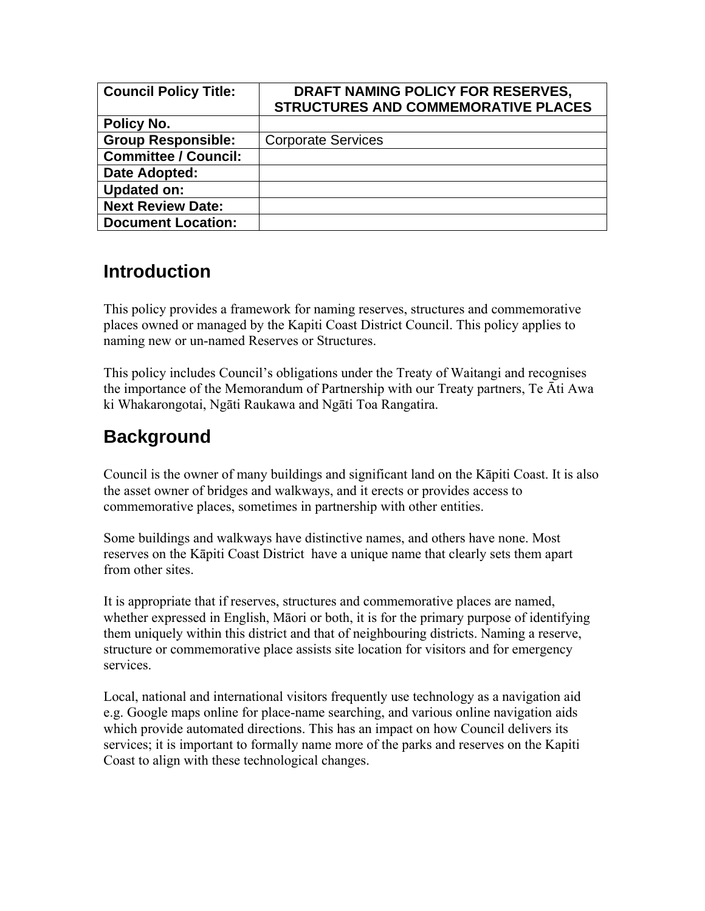| Council Policy Title: | DRAFT NAMING POLICY FOR RESERVES, STRUCTURES AND COMMEMORATIVE PLACES |
|---|---|
| Policy No. | |
| Group Responsible: | Corporate Services |
| Committee / Council: | |
| Date Adopted: | |
| Updated on: | |
| Next Review Date: | |
| Document Location: | |

## Introduction

This policy provides a framework for naming reserves, structures and commemorative places owned or managed by the Kapiti Coast District Council. This policy applies to naming new or un-named Reserves or Structures.

This policy includes Council's obligations under the Treaty of Waitangi and recognises the importance of the Memorandum of Partnership with our Treaty partners, Te Āti Awa ki Whakarongotai, Ngāti Raukawa and Ngāti Toa Rangatira.

## Background

Council is the owner of many buildings and significant land on the Kāpiti Coast. It is also the asset owner of bridges and walkways, and it erects or provides access to commemorative places, sometimes in partnership with other entities.

Some buildings and walkways have distinctive names, and others have none. Most reserves on the Kāpiti Coast District have a unique name that clearly sets them apart from other sites.

It is appropriate that if reserves, structures and commemorative places are named, whether expressed in English, Māori or both, it is for the primary purpose of identifying them uniquely within this district and that of neighbouring districts. Naming a reserve, structure or commemorative place assists site location for visitors and for emergency services.

Local, national and international visitors frequently use technology as a navigation aid e.g. Google maps online for place-name searching, and various online navigation aids which provide automated directions. This has an impact on how Council delivers its services; it is important to formally name more of the parks and reserves on the Kapiti Coast to align with these technological changes.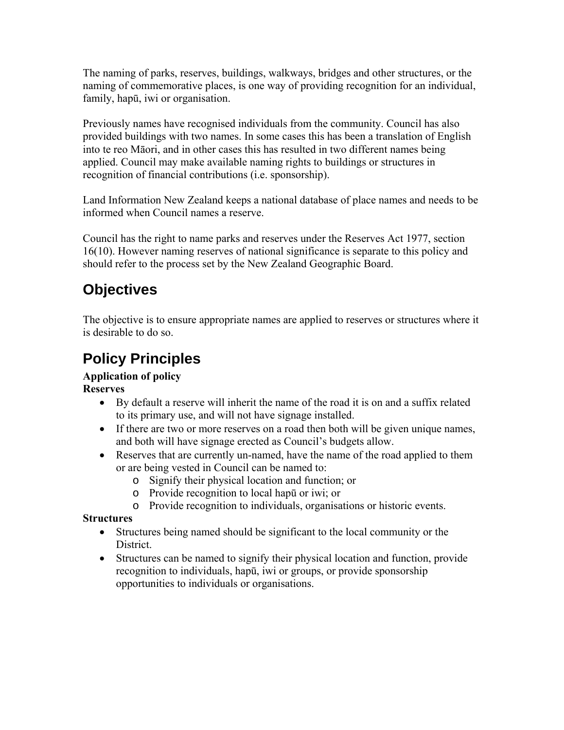The naming of parks, reserves, buildings, walkways, bridges and other structures, or the naming of commemorative places, is one way of providing recognition for an individual, family, hapū, iwi or organisation.

Previously names have recognised individuals from the community. Council has also provided buildings with two names. In some cases this has been a translation of English into te reo Māori, and in other cases this has resulted in two different names being applied. Council may make available naming rights to buildings or structures in recognition of financial contributions (i.e. sponsorship).

Land Information New Zealand keeps a national database of place names and needs to be informed when Council names a reserve.

Council has the right to name parks and reserves under the Reserves Act 1977, section 16(10). However naming reserves of national significance is separate to this policy and should refer to the process set by the New Zealand Geographic Board.

## Objectives

The objective is to ensure appropriate names are applied to reserves or structures where it is desirable to do so.

## Policy Principles

**Application of policy**

**Reserves**

- By default a reserve will inherit the name of the road it is on and a suffix related to its primary use, and will not have signage installed.
- If there are two or more reserves on a road then both will be given unique names, and both will have signage erected as Council's budgets allow.
- Reserves that are currently un-named, have the name of the road applied to them or are being vested in Council can be named to:
  - Signify their physical location and function; or
  - Provide recognition to local hapū or iwi; or
  - Provide recognition to individuals, organisations or historic events.

**Structures**

- Structures being named should be significant to the local community or the District.
- Structures can be named to signify their physical location and function, provide recognition to individuals, hapū, iwi or groups, or provide sponsorship opportunities to individuals or organisations.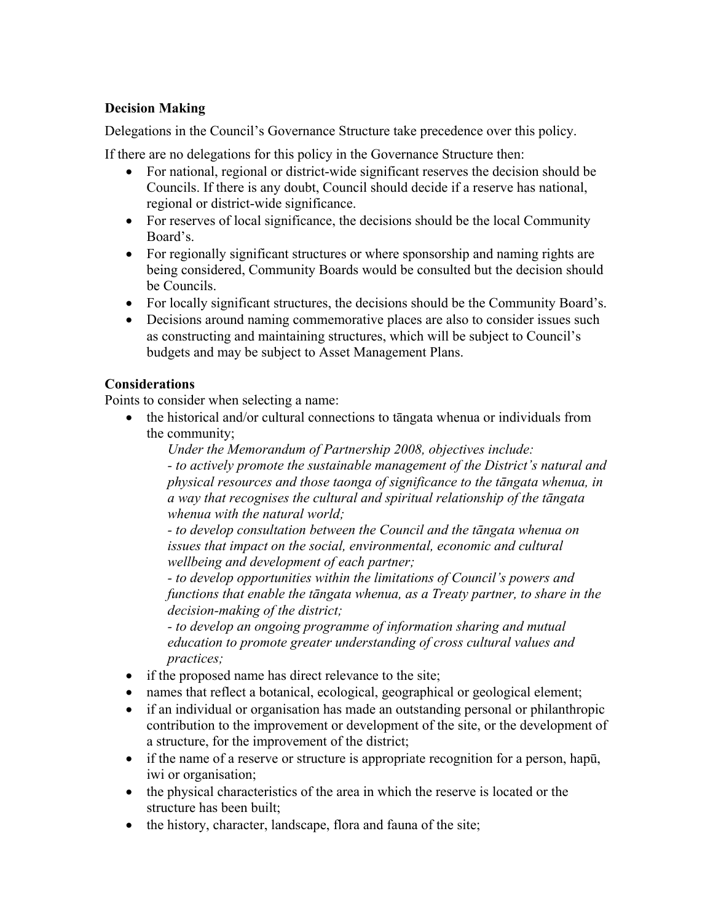**Decision Making**

Delegations in the Council's Governance Structure take precedence over this policy.

If there are no delegations for this policy in the Governance Structure then:

- For national, regional or district-wide significant reserves the decision should be Councils. If there is any doubt, Council should decide if a reserve has national, regional or district-wide significance.
- For reserves of local significance, the decisions should be the local Community Board's.
- For regionally significant structures or where sponsorship and naming rights are being considered, Community Boards would be consulted but the decision should be Councils.
- For locally significant structures, the decisions should be the Community Board's.
- Decisions around naming commemorative places are also to consider issues such as constructing and maintaining structures, which will be subject to Council's budgets and may be subject to Asset Management Plans.

**Considerations**

Points to consider when selecting a name:

- the historical and/or cultural connections to tāngata whenua or individuals from the community;

  *Under the Memorandum of Partnership 2008, objectives include:*
  *- to actively promote the sustainable management of the District's natural and physical resources and those taonga of significance to the tāngata whenua, in a way that recognises the cultural and spiritual relationship of the tāngata whenua with the natural world;*
  *- to develop consultation between the Council and the tāngata whenua on issues that impact on the social, environmental, economic and cultural wellbeing and development of each partner;*
  *- to develop opportunities within the limitations of Council's powers and functions that enable the tāngata whenua, as a Treaty partner, to share in the decision-making of the district;*
  *- to develop an ongoing programme of information sharing and mutual education to promote greater understanding of cross cultural values and practices;*
- if the proposed name has direct relevance to the site;
- names that reflect a botanical, ecological, geographical or geological element;
- if an individual or organisation has made an outstanding personal or philanthropic contribution to the improvement or development of the site, or the development of a structure, for the improvement of the district;
- if the name of a reserve or structure is appropriate recognition for a person, hapū, iwi or organisation;
- the physical characteristics of the area in which the reserve is located or the structure has been built;
- the history, character, landscape, flora and fauna of the site;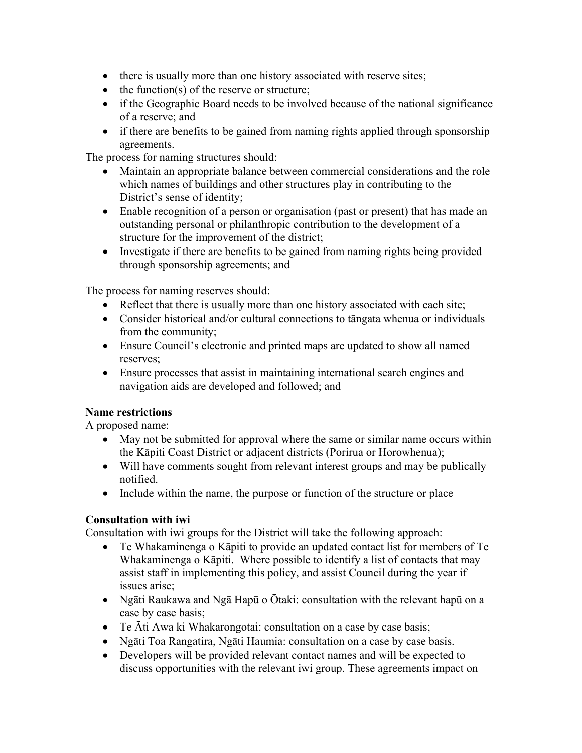- there is usually more than one history associated with reserve sites;
- the function(s) of the reserve or structure;
- if the Geographic Board needs to be involved because of the national significance of a reserve; and
- if there are benefits to be gained from naming rights applied through sponsorship agreements.

The process for naming structures should:

- Maintain an appropriate balance between commercial considerations and the role which names of buildings and other structures play in contributing to the District's sense of identity;
- Enable recognition of a person or organisation (past or present) that has made an outstanding personal or philanthropic contribution to the development of a structure for the improvement of the district;
- Investigate if there are benefits to be gained from naming rights being provided through sponsorship agreements; and

The process for naming reserves should:

- Reflect that there is usually more than one history associated with each site;
- Consider historical and/or cultural connections to tāngata whenua or individuals from the community;
- Ensure Council's electronic and printed maps are updated to show all named reserves;
- Ensure processes that assist in maintaining international search engines and navigation aids are developed and followed; and

**Name restrictions**

A proposed name:

- May not be submitted for approval where the same or similar name occurs within the Kāpiti Coast District or adjacent districts (Porirua or Horowhenua);
- Will have comments sought from relevant interest groups and may be publically notified.
- Include within the name, the purpose or function of the structure or place

**Consultation with iwi**

Consultation with iwi groups for the District will take the following approach:

- Te Whakaminenga o Kāpiti to provide an updated contact list for members of Te Whakaminenga o Kāpiti. Where possible to identify a list of contacts that may assist staff in implementing this policy, and assist Council during the year if issues arise;
- Ngāti Raukawa and Ngā Hapū o Ōtaki: consultation with the relevant hapū on a case by case basis;
- Te Āti Awa ki Whakarongotai: consultation on a case by case basis;
- Ngāti Toa Rangatira, Ngāti Haumia: consultation on a case by case basis.
- Developers will be provided relevant contact names and will be expected to discuss opportunities with the relevant iwi group. These agreements impact on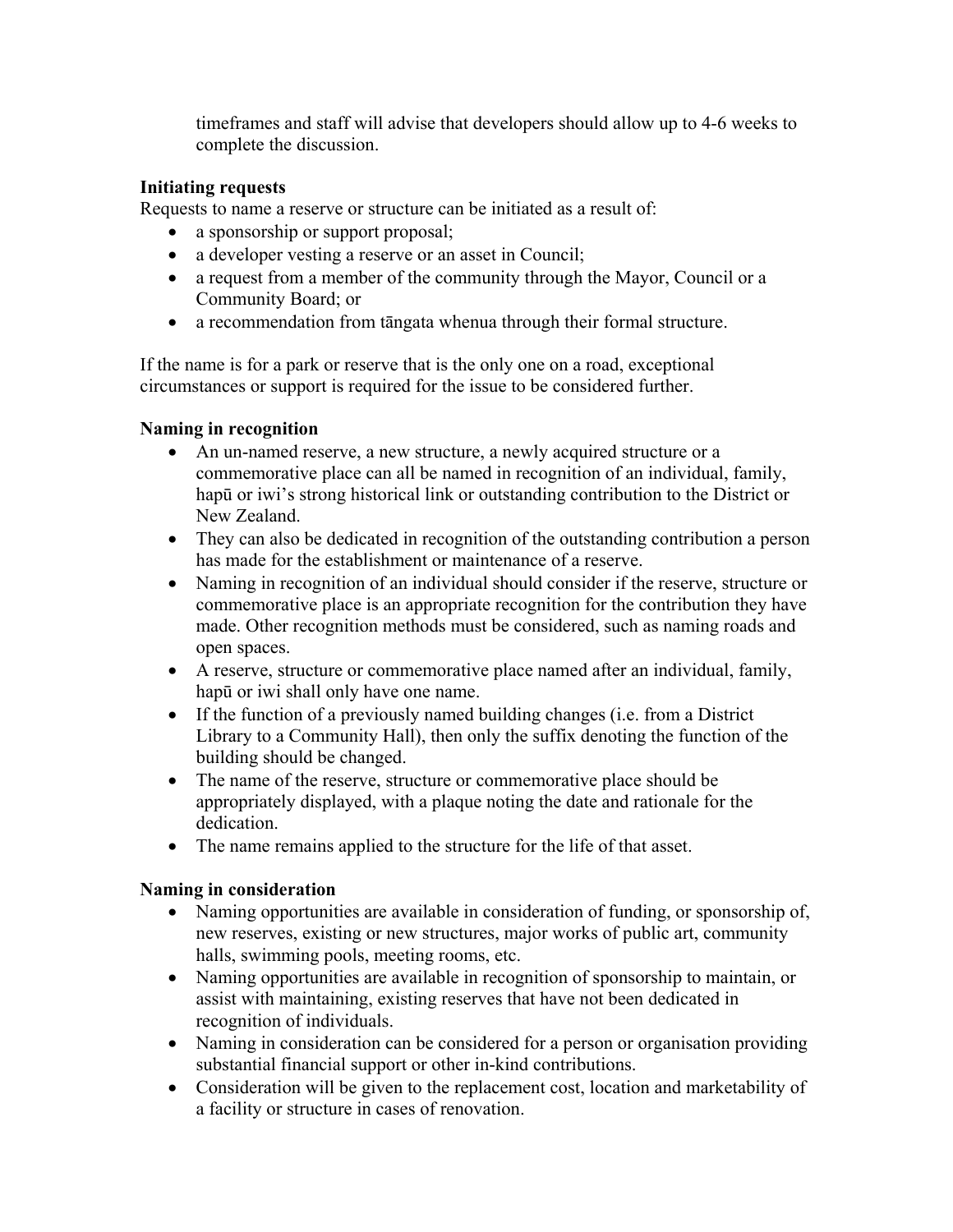timeframes and staff will advise that developers should allow up to 4-6 weeks to complete the discussion.

**Initiating requests**

Requests to name a reserve or structure can be initiated as a result of:

- a sponsorship or support proposal;
- a developer vesting a reserve or an asset in Council;
- a request from a member of the community through the Mayor, Council or a Community Board; or
- a recommendation from tāngata whenua through their formal structure.

If the name is for a park or reserve that is the only one on a road, exceptional circumstances or support is required for the issue to be considered further.

**Naming in recognition**

- An un-named reserve, a new structure, a newly acquired structure or a commemorative place can all be named in recognition of an individual, family, hapū or iwi's strong historical link or outstanding contribution to the District or New Zealand.
- They can also be dedicated in recognition of the outstanding contribution a person has made for the establishment or maintenance of a reserve.
- Naming in recognition of an individual should consider if the reserve, structure or commemorative place is an appropriate recognition for the contribution they have made. Other recognition methods must be considered, such as naming roads and open spaces.
- A reserve, structure or commemorative place named after an individual, family, hapū or iwi shall only have one name.
- If the function of a previously named building changes (i.e. from a District Library to a Community Hall), then only the suffix denoting the function of the building should be changed.
- The name of the reserve, structure or commemorative place should be appropriately displayed, with a plaque noting the date and rationale for the dedication.
- The name remains applied to the structure for the life of that asset.

**Naming in consideration**

- Naming opportunities are available in consideration of funding, or sponsorship of, new reserves, existing or new structures, major works of public art, community halls, swimming pools, meeting rooms, etc.
- Naming opportunities are available in recognition of sponsorship to maintain, or assist with maintaining, existing reserves that have not been dedicated in recognition of individuals.
- Naming in consideration can be considered for a person or organisation providing substantial financial support or other in-kind contributions.
- Consideration will be given to the replacement cost, location and marketability of a facility or structure in cases of renovation.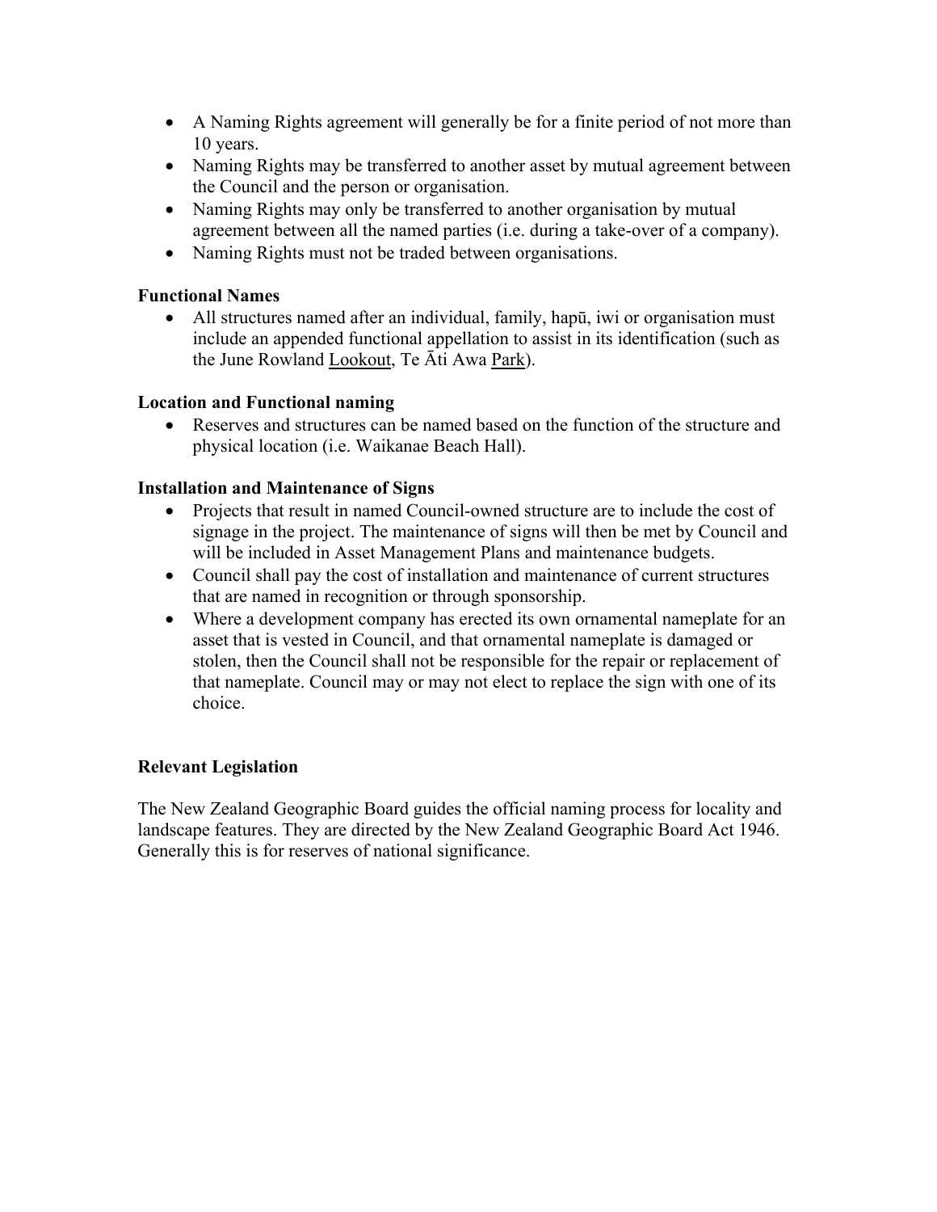- A Naming Rights agreement will generally be for a finite period of not more than 10 years.
- Naming Rights may be transferred to another asset by mutual agreement between the Council and the person or organisation.
- Naming Rights may only be transferred to another organisation by mutual agreement between all the named parties (i.e. during a take-over of a company).
- Naming Rights must not be traded between organisations.

### Functional Names

- All structures named after an individual, family, hapū, iwi or organisation must include an appended functional appellation to assist in its identification (such as the June Rowland <u>Lookout</u>, Te Āti Awa <u>Park</u>).

### Location and Functional naming

- Reserves and structures can be named based on the function of the structure and physical location (i.e. Waikanae Beach Hall).

### Installation and Maintenance of Signs

- Projects that result in named Council-owned structure are to include the cost of signage in the project. The maintenance of signs will then be met by Council and will be included in Asset Management Plans and maintenance budgets.
- Council shall pay the cost of installation and maintenance of current structures that are named in recognition or through sponsorship.
- Where a development company has erected its own ornamental nameplate for an asset that is vested in Council, and that ornamental nameplate is damaged or stolen, then the Council shall not be responsible for the repair or replacement of that nameplate. Council may or may not elect to replace the sign with one of its choice.

### Relevant Legislation

The New Zealand Geographic Board guides the official naming process for locality and landscape features. They are directed by the New Zealand Geographic Board Act 1946. Generally this is for reserves of national significance.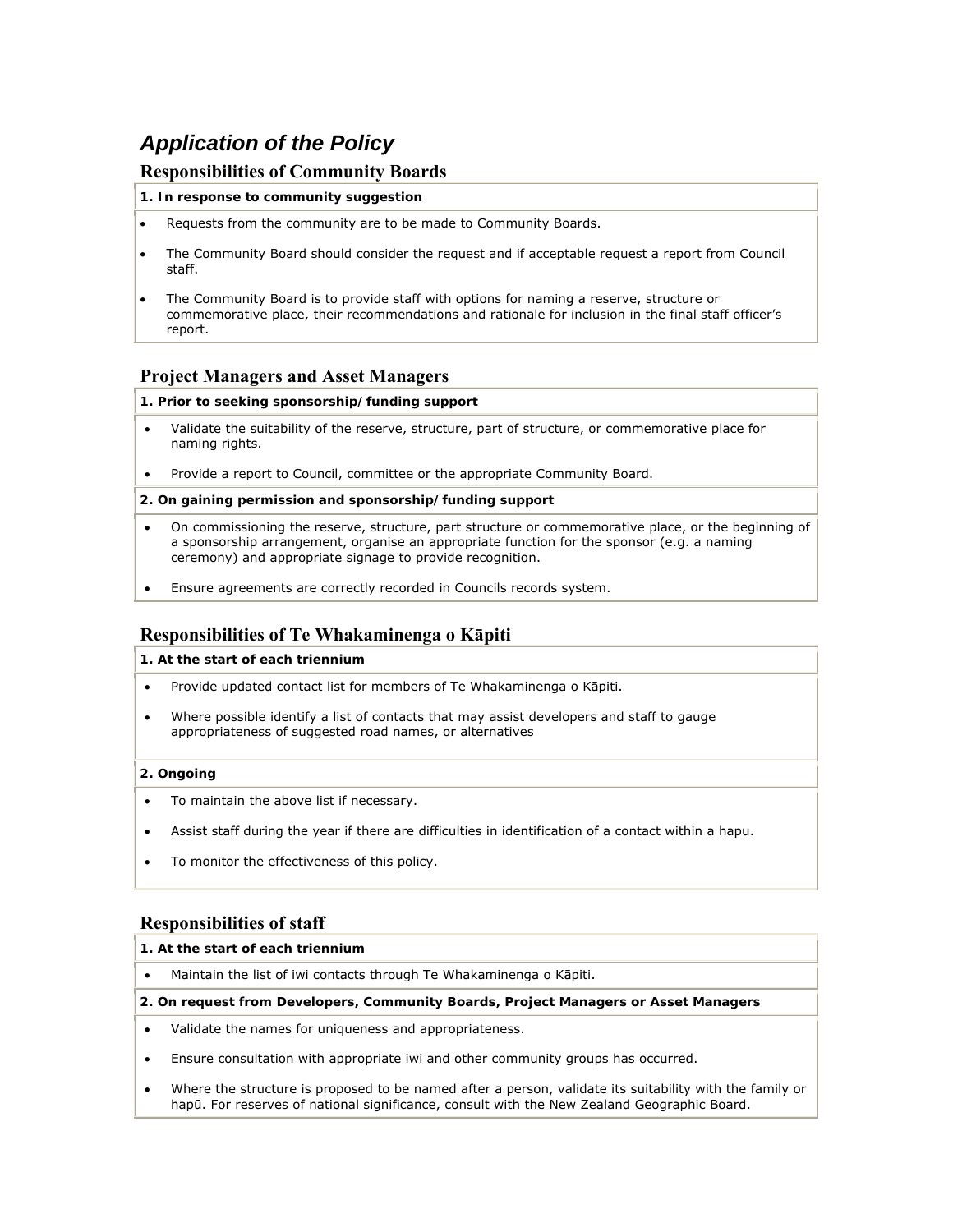## *Application of the Policy*

### Responsibilities of Community Boards

**1. In response to community suggestion**

- Requests from the community are to be made to Community Boards.
- The Community Board should consider the request and if acceptable request a report from Council staff.
- The Community Board is to provide staff with options for naming a reserve, structure or commemorative place, their recommendations and rationale for inclusion in the final staff officer's report.

### Project Managers and Asset Managers

**1. Prior to seeking sponsorship/funding support**

- Validate the suitability of the reserve, structure, part of structure, or commemorative place for naming rights.
- Provide a report to Council, committee or the appropriate Community Board.

**2. On gaining permission and sponsorship/funding support**

- On commissioning the reserve, structure, part structure or commemorative place, or the beginning of a sponsorship arrangement, organise an appropriate function for the sponsor (e.g. a naming ceremony) and appropriate signage to provide recognition.
- Ensure agreements are correctly recorded in Councils records system.

### Responsibilities of Te Whakaminenga o Kāpiti

**1. At the start of each triennium**

- Provide updated contact list for members of Te Whakaminenga o Kāpiti.
- Where possible identify a list of contacts that may assist developers and staff to gauge appropriateness of suggested road names, or alternatives

**2. Ongoing**

- To maintain the above list if necessary.
- Assist staff during the year if there are difficulties in identification of a contact within a hapu.
- To monitor the effectiveness of this policy.

### Responsibilities of staff

**1. At the start of each triennium**

- Maintain the list of iwi contacts through Te Whakaminenga o Kāpiti.

**2. On request from Developers, Community Boards, Project Managers or Asset Managers**

- Validate the names for uniqueness and appropriateness.
- Ensure consultation with appropriate iwi and other community groups has occurred.
- Where the structure is proposed to be named after a person, validate its suitability with the family or hapū. For reserves of national significance, consult with the New Zealand Geographic Board.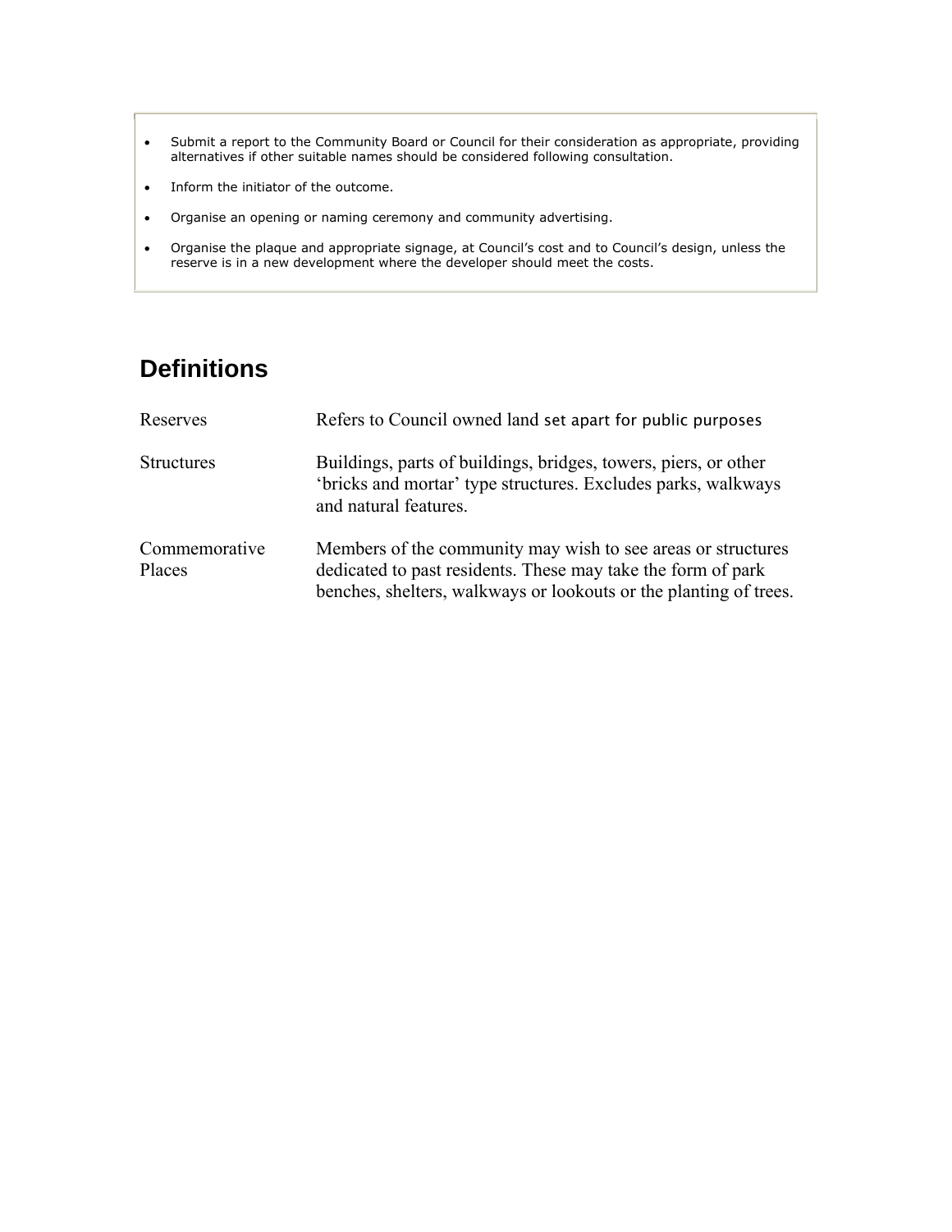- Submit a report to the Community Board or Council for their consideration as appropriate, providing alternatives if other suitable names should be considered following consultation.
- Inform the initiator of the outcome.
- Organise an opening or naming ceremony and community advertising.
- Organise the plaque and appropriate signage, at Council's cost and to Council's design, unless the reserve is in a new development where the developer should meet the costs.

## Definitions

| | |
|---|---|
| Reserves | Refers to Council owned land set apart for public purposes |
| Structures | Buildings, parts of buildings, bridges, towers, piers, or other 'bricks and mortar' type structures. Excludes parks, walkways and natural features. |
| Commemorative Places | Members of the community may wish to see areas or structures dedicated to past residents. These may take the form of park benches, shelters, walkways or lookouts or the planting of trees. |